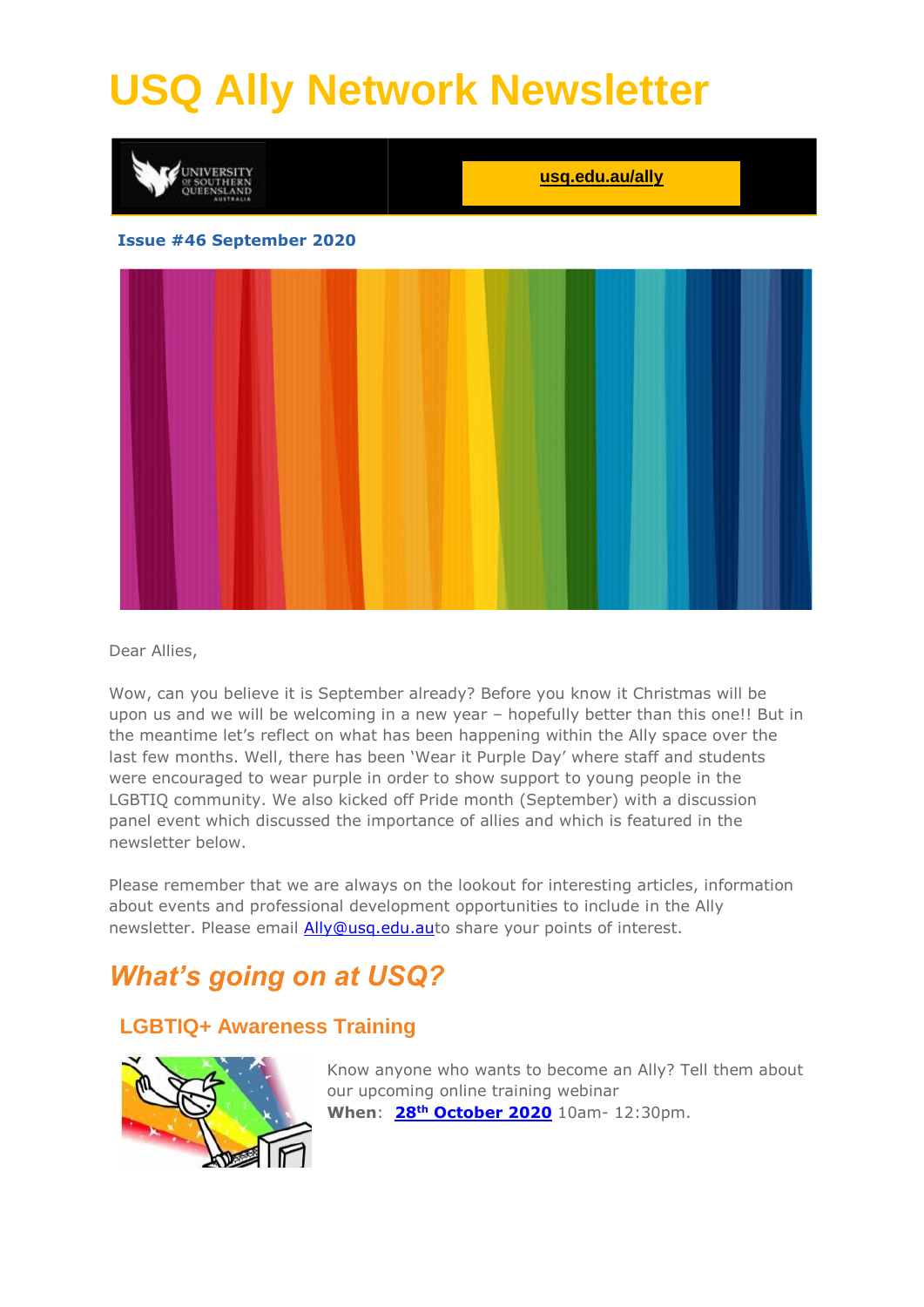# USQ Ally Network Newsletter

usq.edu.au/ally

**Issue #46 September 2020**

Dear Allies,

Wow, can you believe it is September already? Before you know it Christmas will be upon us and we will be welcoming in a new year – hopefully better than this one!! But in the meantime let's reflect on what has been happening within the Ally space over the last few months. Well, there has been 'Wear it Purple Day' where staff and students were encouraged to wear purple in order to show support to young people in the LGBTIQ community. We also kicked off Pride month (September) with a discussion panel event which discussed the importance of allies and which is featured in the newsletter below.

Please remember that we are always on the lookout for interesting articles, information about events and professional development opportunities to include in the Ally newsletter. Please email Ally@usq.edu.auto share your points of interest.

## *What's going on at USQ?*

### LGBTIQ+ Awareness Training

Know anyone who wants to become an Ally? Tell them about our upcoming online training webinar
**When**: **28th October 2020** 10am- 12:30pm.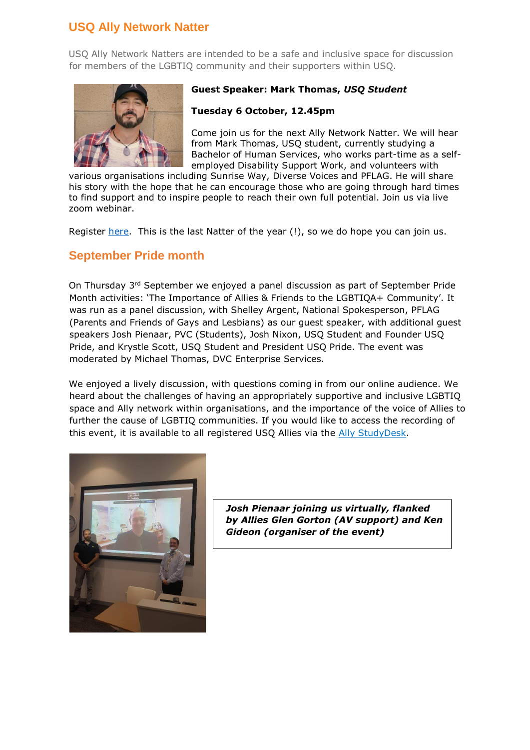## USQ Ally Network Natter

USQ Ally Network Natters are intended to be a safe and inclusive space for discussion for members of the LGBTIQ community and their supporters within USQ.

**Guest Speaker: Mark Thomas, *USQ Student***

**Tuesday 6 October, 12.45pm**

Come join us for the next Ally Network Natter. We will hear from Mark Thomas, USQ student, currently studying a Bachelor of Human Services, who works part-time as a self-employed Disability Support Work, and volunteers with various organisations including Sunrise Way, Diverse Voices and PFLAG. He will share his story with the hope that he can encourage those who are going through hard times to find support and to inspire people to reach their own full potential. Join us via live zoom webinar.

Register here. This is the last Natter of the year (!), so we do hope you can join us.

## September Pride month

On Thursday 3rd September we enjoyed a panel discussion as part of September Pride Month activities: 'The Importance of Allies & Friends to the LGBTIQA+ Community'. It was run as a panel discussion, with Shelley Argent, National Spokesperson, PFLAG (Parents and Friends of Gays and Lesbians) as our guest speaker, with additional guest speakers Josh Pienaar, PVC (Students), Josh Nixon, USQ Student and Founder USQ Pride, and Krystle Scott, USQ Student and President USQ Pride. The event was moderated by Michael Thomas, DVC Enterprise Services.

We enjoyed a lively discussion, with questions coming in from our online audience. We heard about the challenges of having an appropriately supportive and inclusive LGBTIQ space and Ally network within organisations, and the importance of the voice of Allies to further the cause of LGBTIQ communities. If you would like to access the recording of this event, it is available to all registered USQ Allies via the Ally StudyDesk.

***Josh Pienaar joining us virtually, flanked by Allies Glen Gorton (AV support) and Ken Gideon (organiser of the event)***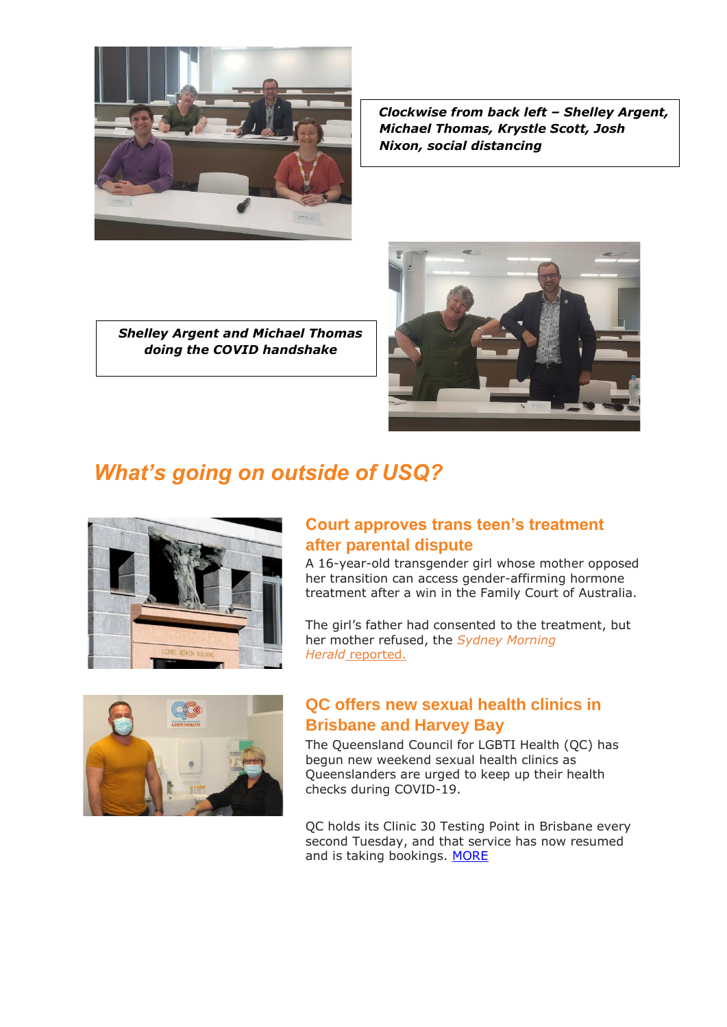***Clockwise from back left – Shelley Argent, Michael Thomas, Krystle Scott, Josh Nixon, social distancing***

***Shelley Argent and Michael Thomas doing the COVID handshake***

## *What's going on outside of USQ?*

### Court approves trans teen's treatment after parental dispute

A 16-year-old transgender girl whose mother opposed her transition can access gender-affirming hormone treatment after a win in the Family Court of Australia.

The girl's father had consented to the treatment, but her mother refused, the *Sydney Morning Herald* reported.

### QC offers new sexual health clinics in Brisbane and Harvey Bay

The Queensland Council for LGBTI Health (QC) has begun new weekend sexual health clinics as Queenslanders are urged to keep up their health checks during COVID-19.

QC holds its Clinic 30 Testing Point in Brisbane every second Tuesday, and that service has now resumed and is taking bookings. MORE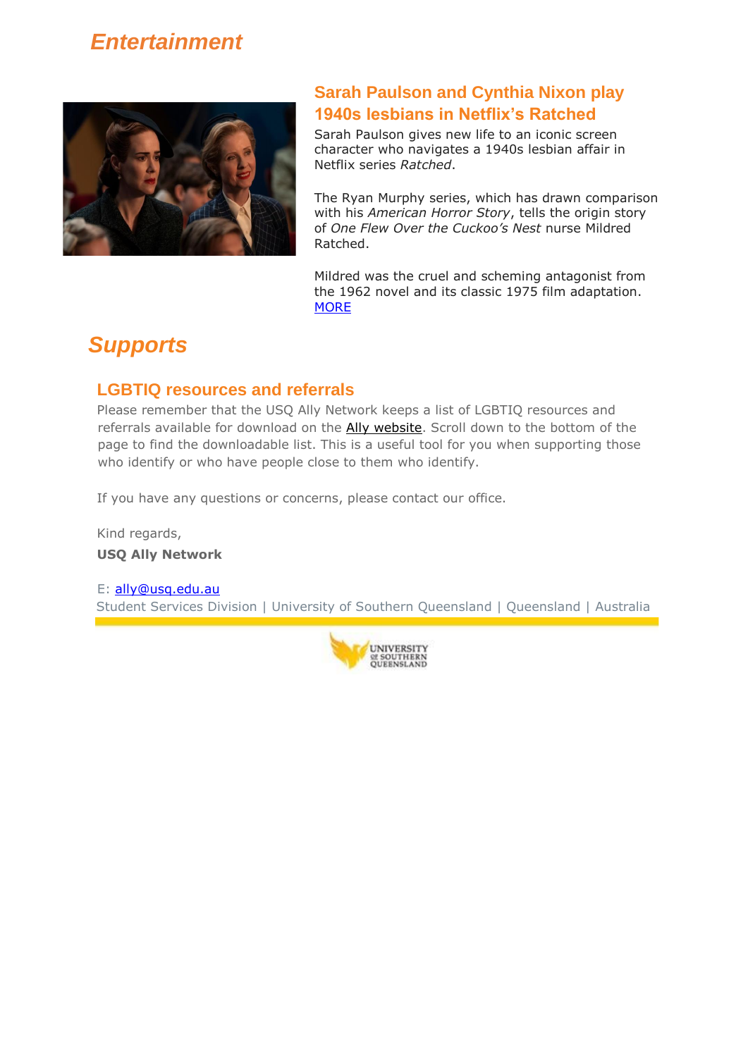## *Entertainment*

### Sarah Paulson and Cynthia Nixon play 1940s lesbians in Netflix's Ratched

Sarah Paulson gives new life to an iconic screen character who navigates a 1940s lesbian affair in Netflix series *Ratched*.

The Ryan Murphy series, which has drawn comparison with his *American Horror Story*, tells the origin story of *One Flew Over the Cuckoo's Nest* nurse Mildred Ratched.

Mildred was the cruel and scheming antagonist from the 1962 novel and its classic 1975 film adaptation. MORE

## *Supports*

### LGBTIQ resources and referrals

Please remember that the USQ Ally Network keeps a list of LGBTIQ resources and referrals available for download on the Ally website. Scroll down to the bottom of the page to find the downloadable list. This is a useful tool for you when supporting those who identify or who have people close to them who identify.

If you have any questions or concerns, please contact our office.

Kind regards,

**USQ Ally Network**

E: ally@usq.edu.au

Student Services Division | University of Southern Queensland | Queensland | Australia

UNIVERSITY OF SOUTHERN QUEENSLAND